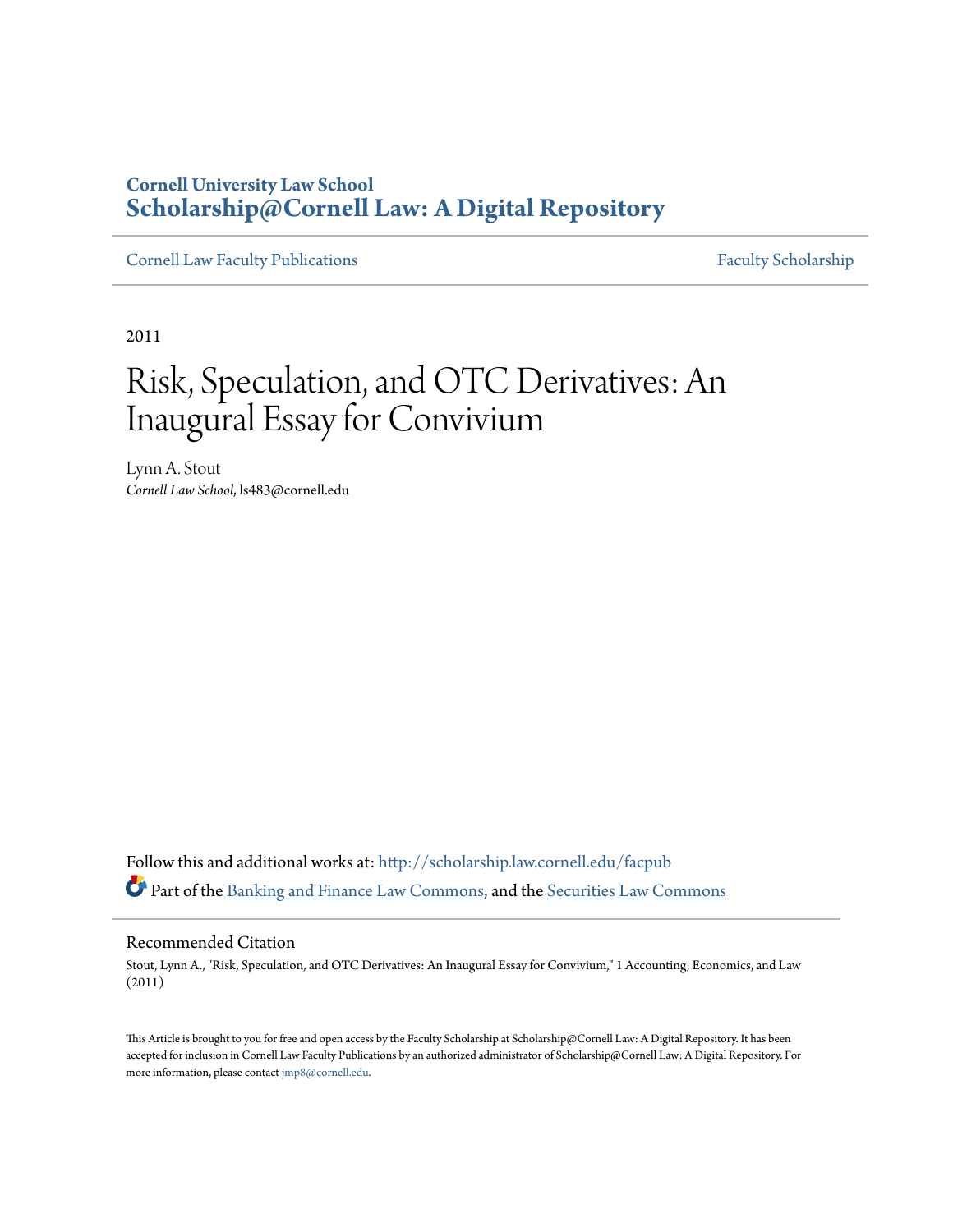**Cornell University Law School**
**Scholarship@Cornell Law: A Digital Repository**

Cornell Law Faculty Publications — Faculty Scholarship

2011

# Risk, Speculation, and OTC Derivatives: An Inaugural Essay for Convivium

Lynn A. Stout
*Cornell Law School*, ls483@cornell.edu

Follow this and additional works at: http://scholarship.law.cornell.edu/facpub

Part of the Banking and Finance Law Commons, and the Securities Law Commons

## Recommended Citation

Stout, Lynn A., "Risk, Speculation, and OTC Derivatives: An Inaugural Essay for Convivium," 1 Accounting, Economics, and Law (2011)

This Article is brought to you for free and open access by the Faculty Scholarship at Scholarship@Cornell Law: A Digital Repository. It has been accepted for inclusion in Cornell Law Faculty Publications by an authorized administrator of Scholarship@Cornell Law: A Digital Repository. For more information, please contact jmp8@cornell.edu.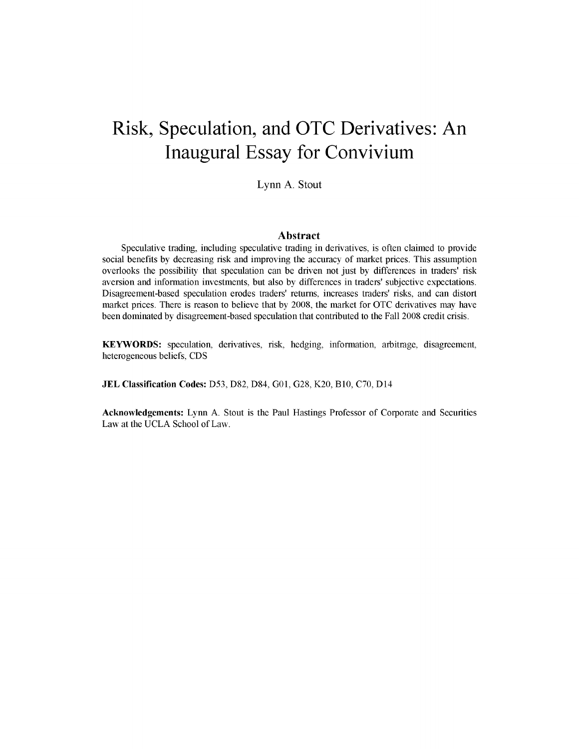# Risk, Speculation, and OTC Derivatives: An Inaugural Essay for Convivium

Lynn A. Stout

## Abstract

Speculative trading, including speculative trading in derivatives, is often claimed to provide social benefits by decreasing risk and improving the accuracy of market prices. This assumption overlooks the possibility that speculation can be driven not just by differences in traders' risk aversion and information investments, but also by differences in traders' subjective expectations. Disagreement-based speculation erodes traders' returns, increases traders' risks, and can distort market prices. There is reason to believe that by 2008, the market for OTC derivatives may have been dominated by disagreement-based speculation that contributed to the Fall 2008 credit crisis.

**KEYWORDS:** speculation, derivatives, risk, hedging, information, arbitrage, disagreement, heterogeneous beliefs, CDS

**JEL Classification Codes:** D53, D82, D84, G01, G28, K20, B10, C70, D14

**Acknowledgements:** Lynn A. Stout is the Paul Hastings Professor of Corporate and Securities Law at the UCLA School of Law.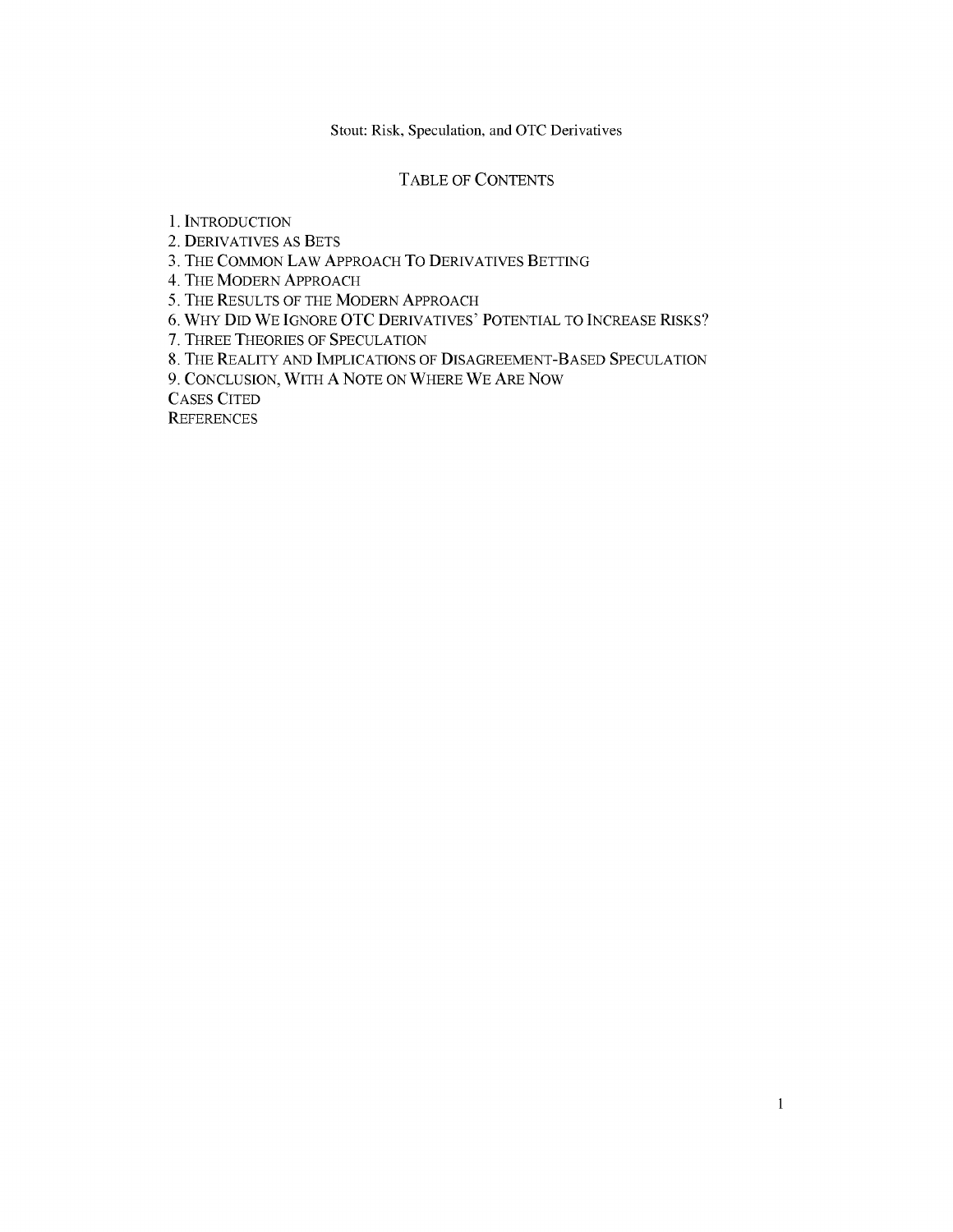## TABLE OF CONTENTS

1. INTRODUCTION
2. DERIVATIVES AS BETS
3. THE COMMON LAW APPROACH TO DERIVATIVES BETTING
4. THE MODERN APPROACH
5. THE RESULTS OF THE MODERN APPROACH
6. WHY DID WE IGNORE OTC DERIVATIVES' POTENTIAL TO INCREASE RISKS?
7. THREE THEORIES OF SPECULATION
8. THE REALITY AND IMPLICATIONS OF DISAGREEMENT-BASED SPECULATION
9. CONCLUSION, WITH A NOTE ON WHERE WE ARE NOW

CASES CITED

REFERENCES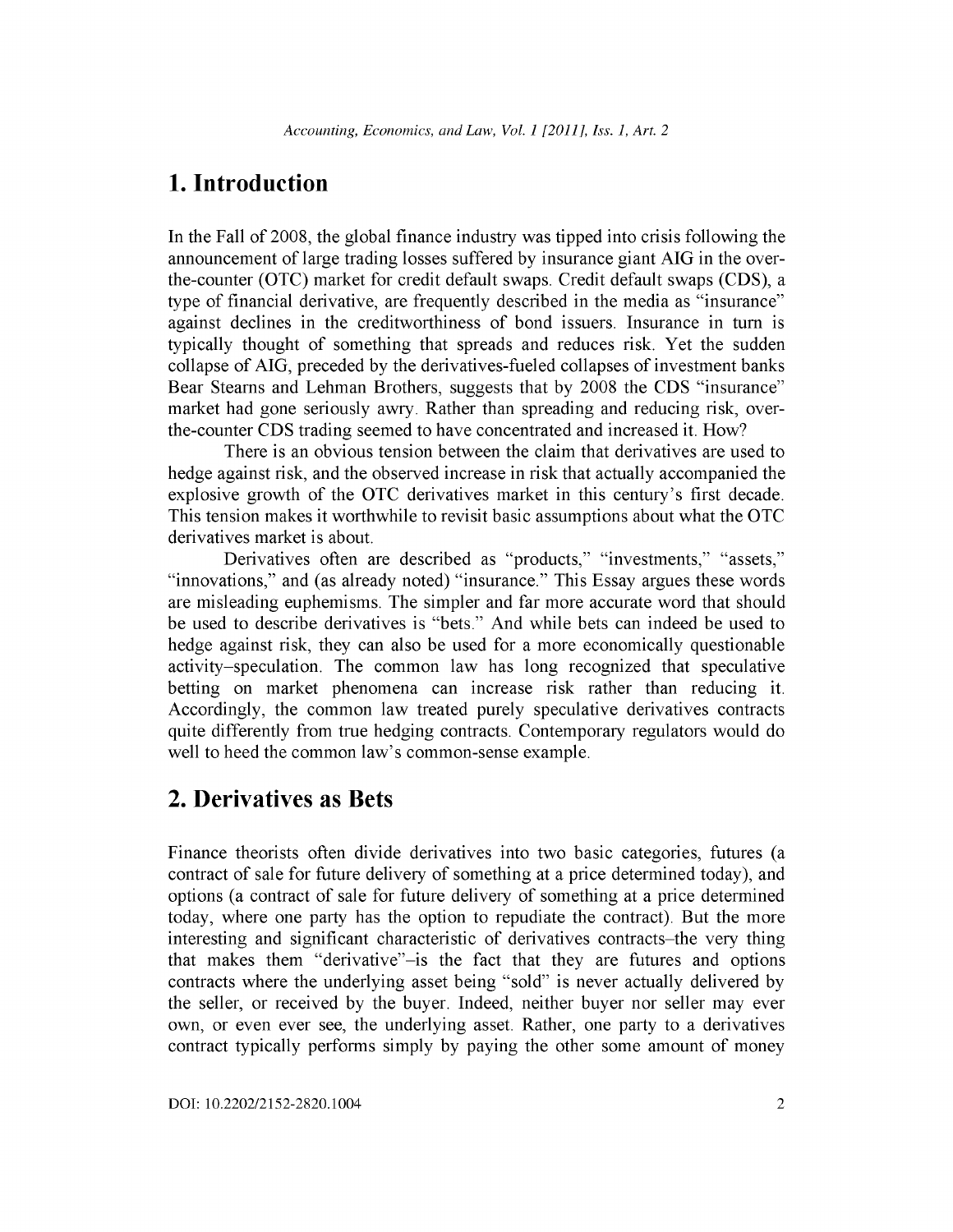# 1. Introduction

In the Fall of 2008, the global finance industry was tipped into crisis following the announcement of large trading losses suffered by insurance giant AIG in the over-the-counter (OTC) market for credit default swaps. Credit default swaps (CDS), a type of financial derivative, are frequently described in the media as "insurance" against declines in the creditworthiness of bond issuers. Insurance in turn is typically thought of something that spreads and reduces risk. Yet the sudden collapse of AIG, preceded by the derivatives-fueled collapses of investment banks Bear Stearns and Lehman Brothers, suggests that by 2008 the CDS "insurance" market had gone seriously awry. Rather than spreading and reducing risk, over-the-counter CDS trading seemed to have concentrated and increased it. How?

There is an obvious tension between the claim that derivatives are used to hedge against risk, and the observed increase in risk that actually accompanied the explosive growth of the OTC derivatives market in this century's first decade. This tension makes it worthwhile to revisit basic assumptions about what the OTC derivatives market is about.

Derivatives often are described as "products," "investments," "assets," "innovations," and (as already noted) "insurance." This Essay argues these words are misleading euphemisms. The simpler and far more accurate word that should be used to describe derivatives is "bets." And while bets can indeed be used to hedge against risk, they can also be used for a more economically questionable activity–speculation. The common law has long recognized that speculative betting on market phenomena can increase risk rather than reducing it. Accordingly, the common law treated purely speculative derivatives contracts quite differently from true hedging contracts. Contemporary regulators would do well to heed the common law's common-sense example.

# 2. Derivatives as Bets

Finance theorists often divide derivatives into two basic categories, futures (a contract of sale for future delivery of something at a price determined today), and options (a contract of sale for future delivery of something at a price determined today, where one party has the option to repudiate the contract). But the more interesting and significant characteristic of derivatives contracts–the very thing that makes them "derivative"–is the fact that they are futures and options contracts where the underlying asset being "sold" is never actually delivered by the seller, or received by the buyer. Indeed, neither buyer nor seller may ever own, or even ever see, the underlying asset. Rather, one party to a derivatives contract typically performs simply by paying the other some amount of money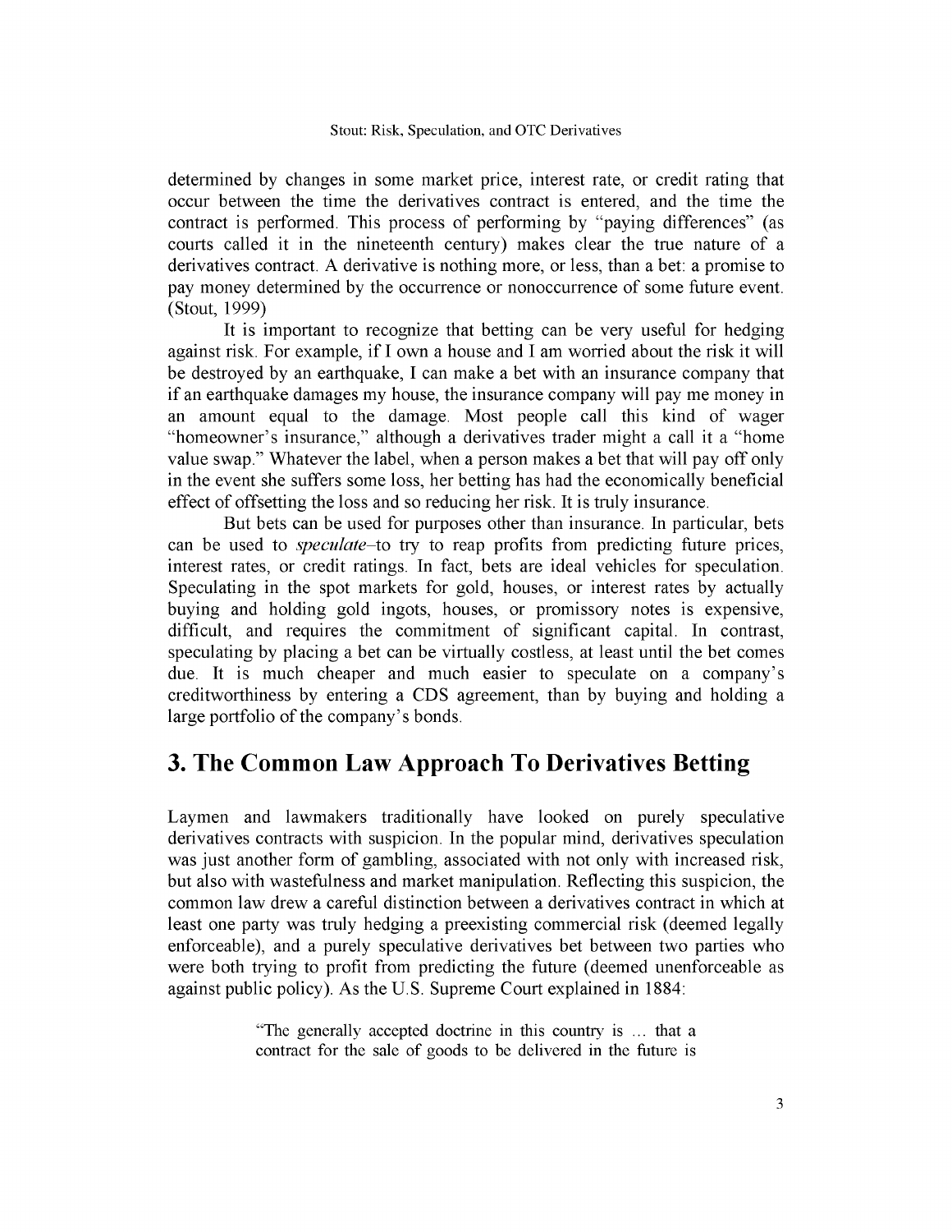determined by changes in some market price, interest rate, or credit rating that occur between the time the derivatives contract is entered, and the time the contract is performed. This process of performing by "paying differences" (as courts called it in the nineteenth century) makes clear the true nature of a derivatives contract. A derivative is nothing more, or less, than a bet: a promise to pay money determined by the occurrence or nonoccurrence of some future event. (Stout, 1999)

It is important to recognize that betting can be very useful for hedging against risk. For example, if I own a house and I am worried about the risk it will be destroyed by an earthquake, I can make a bet with an insurance company that if an earthquake damages my house, the insurance company will pay me money in an amount equal to the damage. Most people call this kind of wager "homeowner's insurance," although a derivatives trader might a call it a "home value swap." Whatever the label, when a person makes a bet that will pay off only in the event she suffers some loss, her betting has had the economically beneficial effect of offsetting the loss and so reducing her risk. It is truly insurance.

But bets can be used for purposes other than insurance. In particular, bets can be used to *speculate*–to try to reap profits from predicting future prices, interest rates, or credit ratings. In fact, bets are ideal vehicles for speculation. Speculating in the spot markets for gold, houses, or interest rates by actually buying and holding gold ingots, houses, or promissory notes is expensive, difficult, and requires the commitment of significant capital. In contrast, speculating by placing a bet can be virtually costless, at least until the bet comes due. It is much cheaper and much easier to speculate on a company's creditworthiness by entering a CDS agreement, than by buying and holding a large portfolio of the company's bonds.

## 3. The Common Law Approach To Derivatives Betting

Laymen and lawmakers traditionally have looked on purely speculative derivatives contracts with suspicion. In the popular mind, derivatives speculation was just another form of gambling, associated with not only with increased risk, but also with wastefulness and market manipulation. Reflecting this suspicion, the common law drew a careful distinction between a derivatives contract in which at least one party was truly hedging a preexisting commercial risk (deemed legally enforceable), and a purely speculative derivatives bet between two parties who were both trying to profit from predicting the future (deemed unenforceable as against public policy). As the U.S. Supreme Court explained in 1884:

> "The generally accepted doctrine in this country is ... that a contract for the sale of goods to be delivered in the future is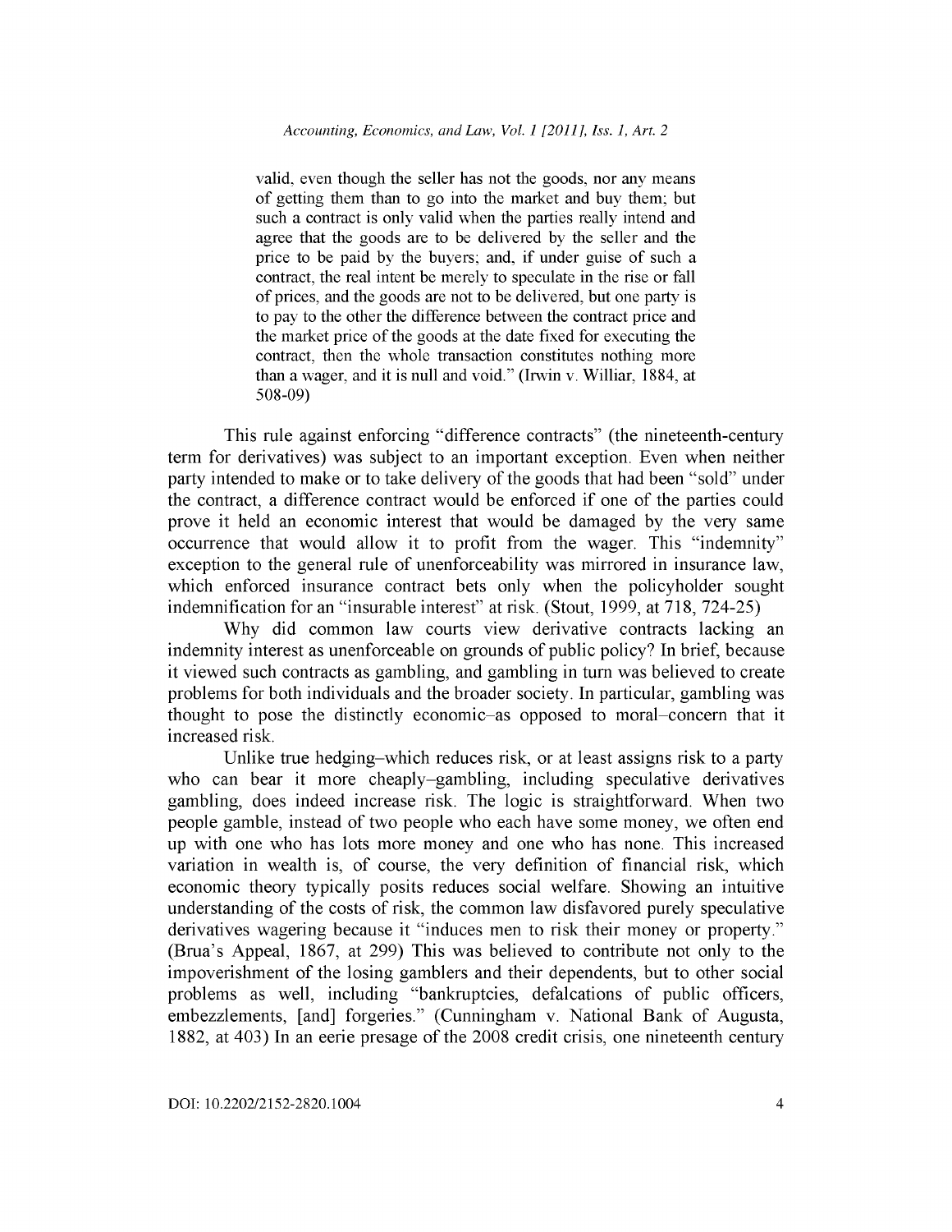> valid, even though the seller has not the goods, nor any means of getting them than to go into the market and buy them; but such a contract is only valid when the parties really intend and agree that the goods are to be delivered by the seller and the price to be paid by the buyers; and, if under guise of such a contract, the real intent be merely to speculate in the rise or fall of prices, and the goods are not to be delivered, but one party is to pay to the other the difference between the contract price and the market price of the goods at the date fixed for executing the contract, then the whole transaction constitutes nothing more than a wager, and it is null and void." (Irwin v. Williar, 1884, at 508-09)

This rule against enforcing "difference contracts" (the nineteenth-century term for derivatives) was subject to an important exception. Even when neither party intended to make or to take delivery of the goods that had been "sold" under the contract, a difference contract would be enforced if one of the parties could prove it held an economic interest that would be damaged by the very same occurrence that would allow it to profit from the wager. This "indemnity" exception to the general rule of unenforceability was mirrored in insurance law, which enforced insurance contract bets only when the policyholder sought indemnification for an "insurable interest" at risk. (Stout, 1999, at 718, 724-25)

Why did common law courts view derivative contracts lacking an indemnity interest as unenforceable on grounds of public policy? In brief, because it viewed such contracts as gambling, and gambling in turn was believed to create problems for both individuals and the broader society. In particular, gambling was thought to pose the distinctly economic–as opposed to moral–concern that it increased risk.

Unlike true hedging–which reduces risk, or at least assigns risk to a party who can bear it more cheaply–gambling, including speculative derivatives gambling, does indeed increase risk. The logic is straightforward. When two people gamble, instead of two people who each have some money, we often end up with one who has lots more money and one who has none. This increased variation in wealth is, of course, the very definition of financial risk, which economic theory typically posits reduces social welfare. Showing an intuitive understanding of the costs of risk, the common law disfavored purely speculative derivatives wagering because it "induces men to risk their money or property." (Brua's Appeal, 1867, at 299) This was believed to contribute not only to the impoverishment of the losing gamblers and their dependents, but to other social problems as well, including "bankruptcies, defalcations of public officers, embezzlements, [and] forgeries." (Cunningham v. National Bank of Augusta, 1882, at 403) In an eerie presage of the 2008 credit crisis, one nineteenth century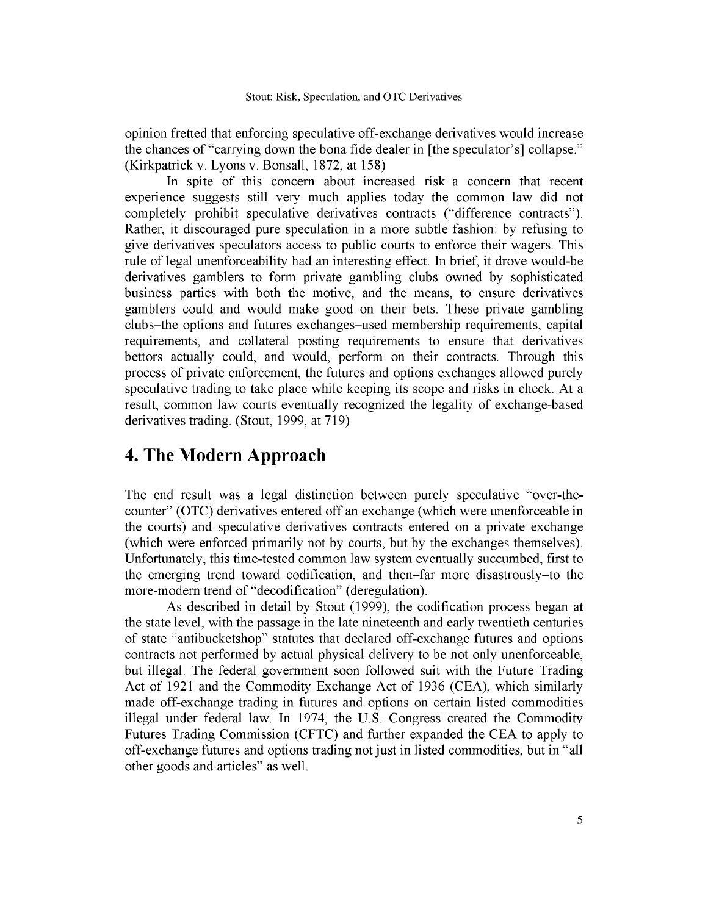opinion fretted that enforcing speculative off-exchange derivatives would increase the chances of "carrying down the bona fide dealer in [the speculator's] collapse." (Kirkpatrick v. Lyons v. Bonsall, 1872, at 158)

In spite of this concern about increased risk–a concern that recent experience suggests still very much applies today–the common law did not completely prohibit speculative derivatives contracts ("difference contracts"). Rather, it discouraged pure speculation in a more subtle fashion: by refusing to give derivatives speculators access to public courts to enforce their wagers. This rule of legal unenforceability had an interesting effect. In brief, it drove would-be derivatives gamblers to form private gambling clubs owned by sophisticated business parties with both the motive, and the means, to ensure derivatives gamblers could and would make good on their bets. These private gambling clubs–the options and futures exchanges–used membership requirements, capital requirements, and collateral posting requirements to ensure that derivatives bettors actually could, and would, perform on their contracts. Through this process of private enforcement, the futures and options exchanges allowed purely speculative trading to take place while keeping its scope and risks in check. At a result, common law courts eventually recognized the legality of exchange-based derivatives trading. (Stout, 1999, at 719)

# 4. The Modern Approach

The end result was a legal distinction between purely speculative "over-the-counter" (OTC) derivatives entered off an exchange (which were unenforceable in the courts) and speculative derivatives contracts entered on a private exchange (which were enforced primarily not by courts, but by the exchanges themselves). Unfortunately, this time-tested common law system eventually succumbed, first to the emerging trend toward codification, and then–far more disastrously–to the more-modern trend of "decodification" (deregulation).

As described in detail by Stout (1999), the codification process began at the state level, with the passage in the late nineteenth and early twentieth centuries of state "antibucketshop" statutes that declared off-exchange futures and options contracts not performed by actual physical delivery to be not only unenforceable, but illegal. The federal government soon followed suit with the Future Trading Act of 1921 and the Commodity Exchange Act of 1936 (CEA), which similarly made off-exchange trading in futures and options on certain listed commodities illegal under federal law. In 1974, the U.S. Congress created the Commodity Futures Trading Commission (CFTC) and further expanded the CEA to apply to off-exchange futures and options trading not just in listed commodities, but in "all other goods and articles" as well.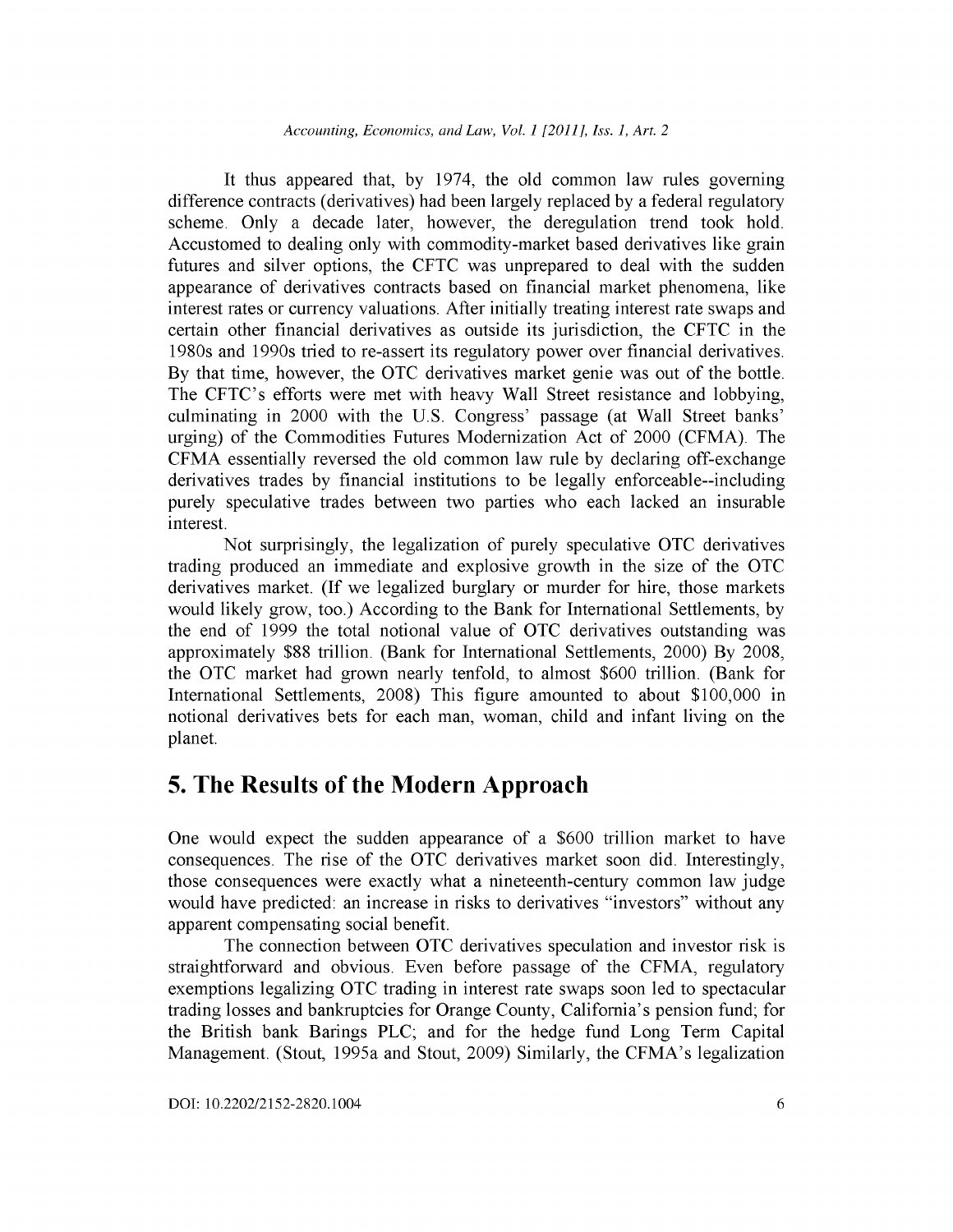It thus appeared that, by 1974, the old common law rules governing difference contracts (derivatives) had been largely replaced by a federal regulatory scheme. Only a decade later, however, the deregulation trend took hold. Accustomed to dealing only with commodity-market based derivatives like grain futures and silver options, the CFTC was unprepared to deal with the sudden appearance of derivatives contracts based on financial market phenomena, like interest rates or currency valuations. After initially treating interest rate swaps and certain other financial derivatives as outside its jurisdiction, the CFTC in the 1980s and 1990s tried to re-assert its regulatory power over financial derivatives. By that time, however, the OTC derivatives market genie was out of the bottle. The CFTC's efforts were met with heavy Wall Street resistance and lobbying, culminating in 2000 with the U.S. Congress' passage (at Wall Street banks' urging) of the Commodities Futures Modernization Act of 2000 (CFMA). The CFMA essentially reversed the old common law rule by declaring off-exchange derivatives trades by financial institutions to be legally enforceable--including purely speculative trades between two parties who each lacked an insurable interest.

Not surprisingly, the legalization of purely speculative OTC derivatives trading produced an immediate and explosive growth in the size of the OTC derivatives market. (If we legalized burglary or murder for hire, those markets would likely grow, too.) According to the Bank for International Settlements, by the end of 1999 the total notional value of OTC derivatives outstanding was approximately $88 trillion. (Bank for International Settlements, 2000) By 2008, the OTC market had grown nearly tenfold, to almost $600 trillion. (Bank for International Settlements, 2008) This figure amounted to about $100,000 in notional derivatives bets for each man, woman, child and infant living on the planet.

## 5. The Results of the Modern Approach

One would expect the sudden appearance of a $600 trillion market to have consequences. The rise of the OTC derivatives market soon did. Interestingly, those consequences were exactly what a nineteenth-century common law judge would have predicted: an increase in risks to derivatives "investors" without any apparent compensating social benefit.

The connection between OTC derivatives speculation and investor risk is straightforward and obvious. Even before passage of the CFMA, regulatory exemptions legalizing OTC trading in interest rate swaps soon led to spectacular trading losses and bankruptcies for Orange County, California's pension fund; for the British bank Barings PLC; and for the hedge fund Long Term Capital Management. (Stout, 1995a and Stout, 2009) Similarly, the CFMA's legalization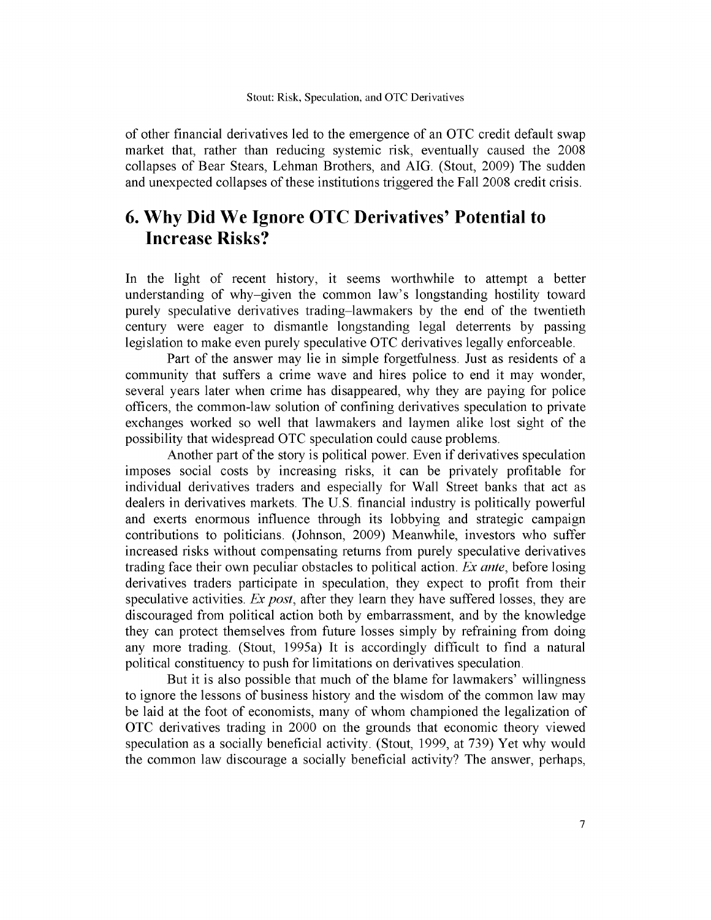of other financial derivatives led to the emergence of an OTC credit default swap market that, rather than reducing systemic risk, eventually caused the 2008 collapses of Bear Stears, Lehman Brothers, and AIG. (Stout, 2009) The sudden and unexpected collapses of these institutions triggered the Fall 2008 credit crisis.

## 6. Why Did We Ignore OTC Derivatives' Potential to Increase Risks?

In the light of recent history, it seems worthwhile to attempt a better understanding of why–given the common law's longstanding hostility toward purely speculative derivatives trading–lawmakers by the end of the twentieth century were eager to dismantle longstanding legal deterrents by passing legislation to make even purely speculative OTC derivatives legally enforceable.

Part of the answer may lie in simple forgetfulness. Just as residents of a community that suffers a crime wave and hires police to end it may wonder, several years later when crime has disappeared, why they are paying for police officers, the common-law solution of confining derivatives speculation to private exchanges worked so well that lawmakers and laymen alike lost sight of the possibility that widespread OTC speculation could cause problems.

Another part of the story is political power. Even if derivatives speculation imposes social costs by increasing risks, it can be privately profitable for individual derivatives traders and especially for Wall Street banks that act as dealers in derivatives markets. The U.S. financial industry is politically powerful and exerts enormous influence through its lobbying and strategic campaign contributions to politicians. (Johnson, 2009) Meanwhile, investors who suffer increased risks without compensating returns from purely speculative derivatives trading face their own peculiar obstacles to political action. *Ex ante*, before losing derivatives traders participate in speculation, they expect to profit from their speculative activities. *Ex post*, after they learn they have suffered losses, they are discouraged from political action both by embarrassment, and by the knowledge they can protect themselves from future losses simply by refraining from doing any more trading. (Stout, 1995a) It is accordingly difficult to find a natural political constituency to push for limitations on derivatives speculation.

But it is also possible that much of the blame for lawmakers' willingness to ignore the lessons of business history and the wisdom of the common law may be laid at the foot of economists, many of whom championed the legalization of OTC derivatives trading in 2000 on the grounds that economic theory viewed speculation as a socially beneficial activity. (Stout, 1999, at 739) Yet why would the common law discourage a socially beneficial activity? The answer, perhaps,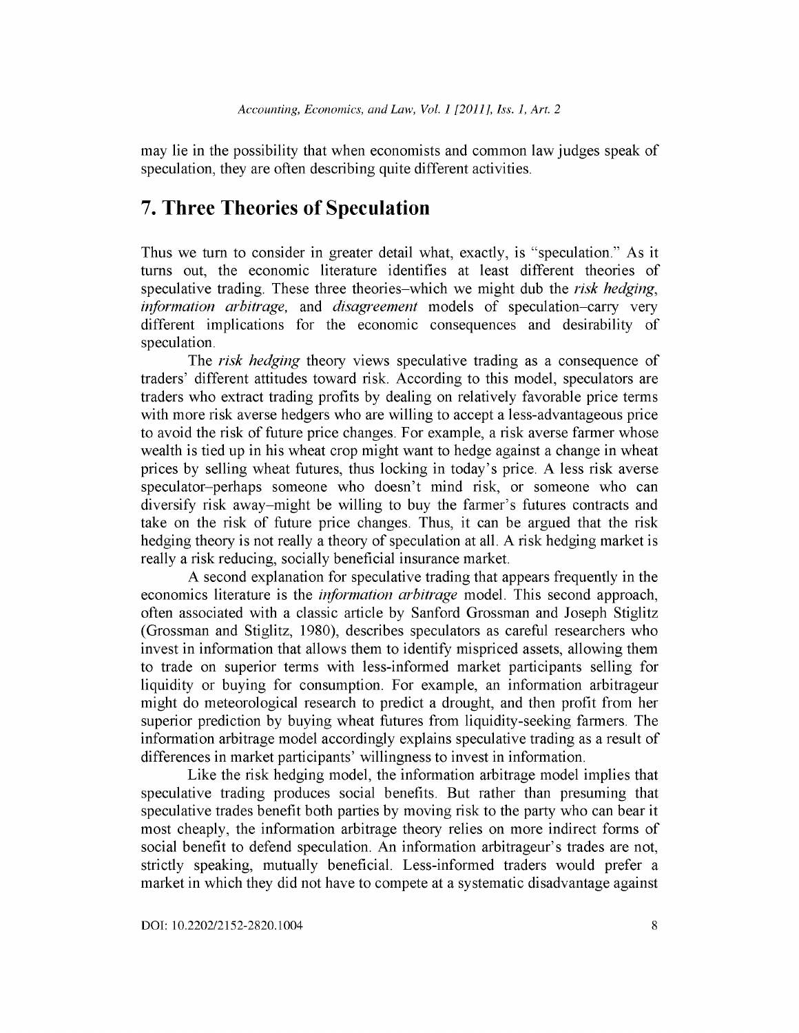may lie in the possibility that when economists and common law judges speak of speculation, they are often describing quite different activities.

## 7. Three Theories of Speculation

Thus we turn to consider in greater detail what, exactly, is "speculation." As it turns out, the economic literature identifies at least different theories of speculative trading. These three theories–which we might dub the *risk hedging*, *information arbitrage*, and *disagreement* models of speculation–carry very different implications for the economic consequences and desirability of speculation.

The *risk hedging* theory views speculative trading as a consequence of traders' different attitudes toward risk. According to this model, speculators are traders who extract trading profits by dealing on relatively favorable price terms with more risk averse hedgers who are willing to accept a less-advantageous price to avoid the risk of future price changes. For example, a risk averse farmer whose wealth is tied up in his wheat crop might want to hedge against a change in wheat prices by selling wheat futures, thus locking in today's price. A less risk averse speculator–perhaps someone who doesn't mind risk, or someone who can diversify risk away–might be willing to buy the farmer's futures contracts and take on the risk of future price changes. Thus, it can be argued that the risk hedging theory is not really a theory of speculation at all. A risk hedging market is really a risk reducing, socially beneficial insurance market.

A second explanation for speculative trading that appears frequently in the economics literature is the *information arbitrage* model. This second approach, often associated with a classic article by Sanford Grossman and Joseph Stiglitz (Grossman and Stiglitz, 1980), describes speculators as careful researchers who invest in information that allows them to identify mispriced assets, allowing them to trade on superior terms with less-informed market participants selling for liquidity or buying for consumption. For example, an information arbitrageur might do meteorological research to predict a drought, and then profit from her superior prediction by buying wheat futures from liquidity-seeking farmers. The information arbitrage model accordingly explains speculative trading as a result of differences in market participants' willingness to invest in information.

Like the risk hedging model, the information arbitrage model implies that speculative trading produces social benefits. But rather than presuming that speculative trades benefit both parties by moving risk to the party who can bear it most cheaply, the information arbitrage theory relies on more indirect forms of social benefit to defend speculation. An information arbitrageur's trades are not, strictly speaking, mutually beneficial. Less-informed traders would prefer a market in which they did not have to compete at a systematic disadvantage against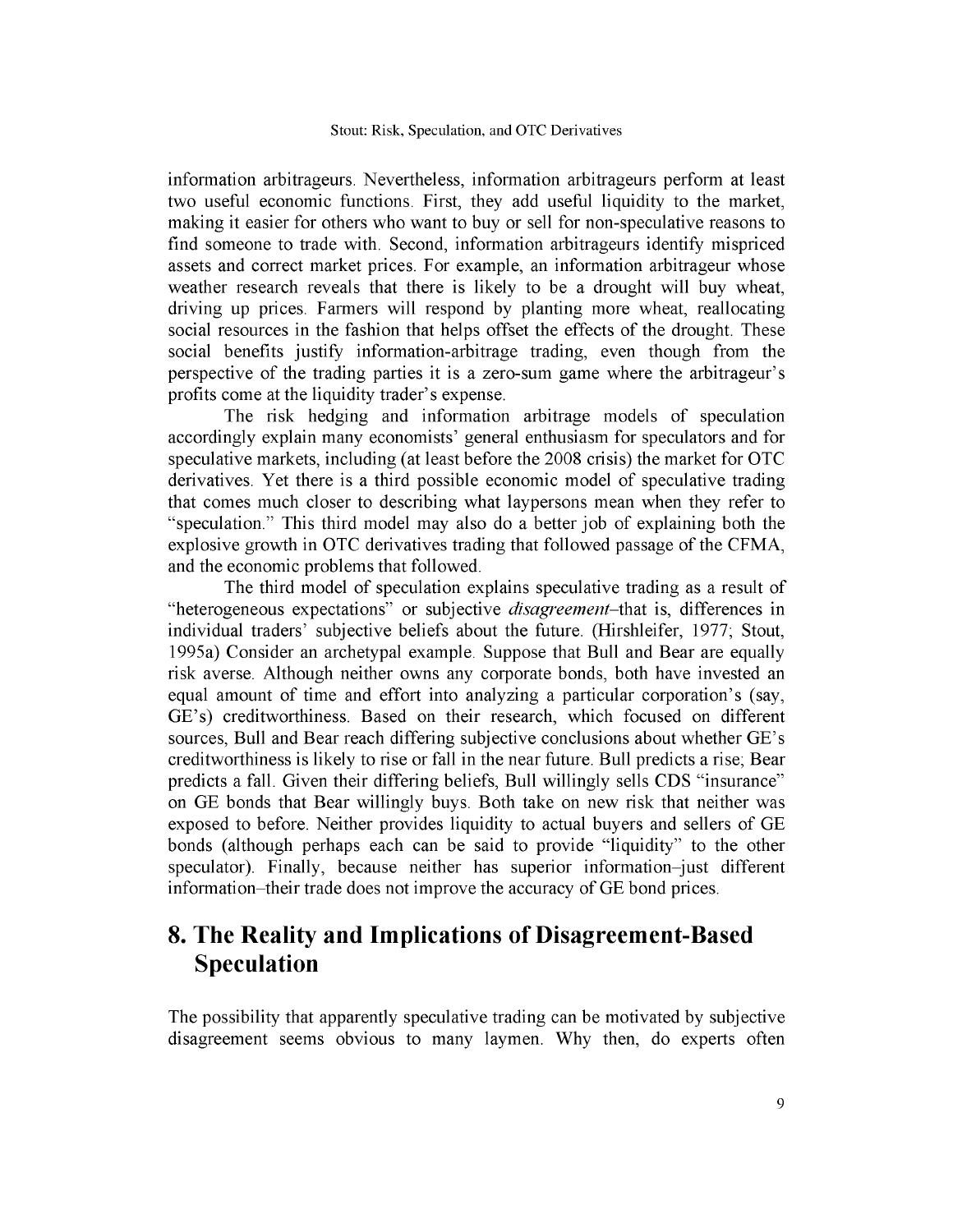information arbitrageurs. Nevertheless, information arbitrageurs perform at least two useful economic functions. First, they add useful liquidity to the market, making it easier for others who want to buy or sell for non-speculative reasons to find someone to trade with. Second, information arbitrageurs identify mispriced assets and correct market prices. For example, an information arbitrageur whose weather research reveals that there is likely to be a drought will buy wheat, driving up prices. Farmers will respond by planting more wheat, reallocating social resources in the fashion that helps offset the effects of the drought. These social benefits justify information-arbitrage trading, even though from the perspective of the trading parties it is a zero-sum game where the arbitrageur's profits come at the liquidity trader's expense.

The risk hedging and information arbitrage models of speculation accordingly explain many economists' general enthusiasm for speculators and for speculative markets, including (at least before the 2008 crisis) the market for OTC derivatives. Yet there is a third possible economic model of speculative trading that comes much closer to describing what laypersons mean when they refer to "speculation." This third model may also do a better job of explaining both the explosive growth in OTC derivatives trading that followed passage of the CFMA, and the economic problems that followed.

The third model of speculation explains speculative trading as a result of "heterogeneous expectations" or subjective *disagreement*–that is, differences in individual traders' subjective beliefs about the future. (Hirshleifer, 1977; Stout, 1995a) Consider an archetypal example. Suppose that Bull and Bear are equally risk averse. Although neither owns any corporate bonds, both have invested an equal amount of time and effort into analyzing a particular corporation's (say, GE's) creditworthiness. Based on their research, which focused on different sources, Bull and Bear reach differing subjective conclusions about whether GE's creditworthiness is likely to rise or fall in the near future. Bull predicts a rise; Bear predicts a fall. Given their differing beliefs, Bull willingly sells CDS "insurance" on GE bonds that Bear willingly buys. Both take on new risk that neither was exposed to before. Neither provides liquidity to actual buyers and sellers of GE bonds (although perhaps each can be said to provide "liquidity" to the other speculator). Finally, because neither has superior information–just different information–their trade does not improve the accuracy of GE bond prices.

## 8. The Reality and Implications of Disagreement-Based Speculation

The possibility that apparently speculative trading can be motivated by subjective disagreement seems obvious to many laymen. Why then, do experts often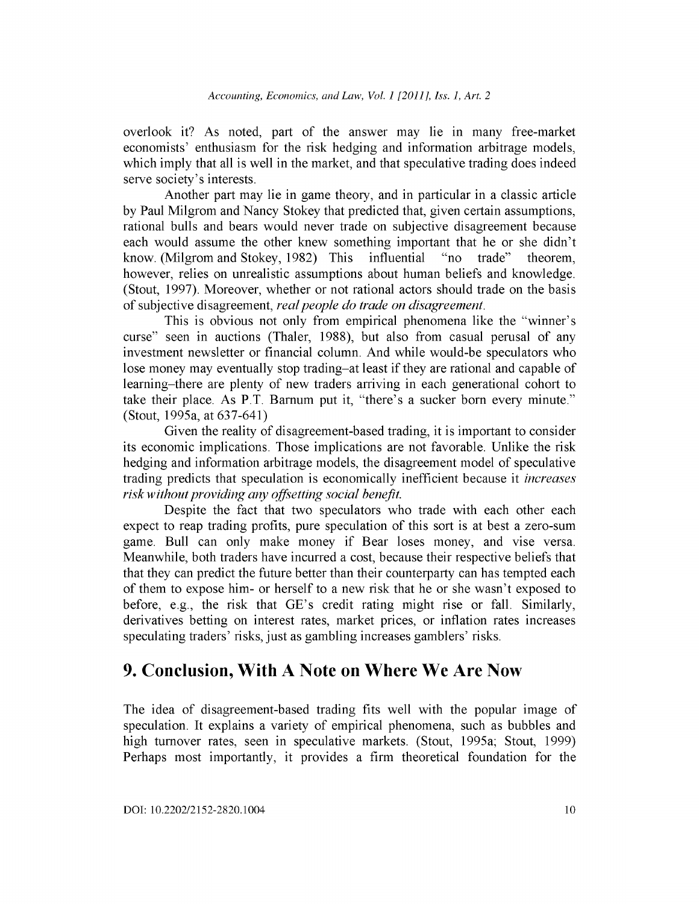overlook it? As noted, part of the answer may lie in many free-market economists' enthusiasm for the risk hedging and information arbitrage models, which imply that all is well in the market, and that speculative trading does indeed serve society's interests.

Another part may lie in game theory, and in particular in a classic article by Paul Milgrom and Nancy Stokey that predicted that, given certain assumptions, rational bulls and bears would never trade on subjective disagreement because each would assume the other knew something important that he or she didn't know. (Milgrom and Stokey, 1982) This influential "no trade" theorem, however, relies on unrealistic assumptions about human beliefs and knowledge. (Stout, 1997). Moreover, whether or not rational actors should trade on the basis of subjective disagreement, *real people do trade on disagreement*.

This is obvious not only from empirical phenomena like the "winner's curse" seen in auctions (Thaler, 1988), but also from casual perusal of any investment newsletter or financial column. And while would-be speculators who lose money may eventually stop trading–at least if they are rational and capable of learning–there are plenty of new traders arriving in each generational cohort to take their place. As P.T. Barnum put it, "there's a sucker born every minute." (Stout, 1995a, at 637-641)

Given the reality of disagreement-based trading, it is important to consider its economic implications. Those implications are not favorable. Unlike the risk hedging and information arbitrage models, the disagreement model of speculative trading predicts that speculation is economically inefficient because it *increases risk without providing any offsetting social benefit.*

Despite the fact that two speculators who trade with each other each expect to reap trading profits, pure speculation of this sort is at best a zero-sum game. Bull can only make money if Bear loses money, and vise versa. Meanwhile, both traders have incurred a cost, because their respective beliefs that that they can predict the future better than their counterparty can has tempted each of them to expose him- or herself to a new risk that he or she wasn't exposed to before, e.g., the risk that GE's credit rating might rise or fall. Similarly, derivatives betting on interest rates, market prices, or inflation rates increases speculating traders' risks, just as gambling increases gamblers' risks.

## 9. Conclusion, With A Note on Where We Are Now

The idea of disagreement-based trading fits well with the popular image of speculation. It explains a variety of empirical phenomena, such as bubbles and high turnover rates, seen in speculative markets. (Stout, 1995a; Stout, 1999) Perhaps most importantly, it provides a firm theoretical foundation for the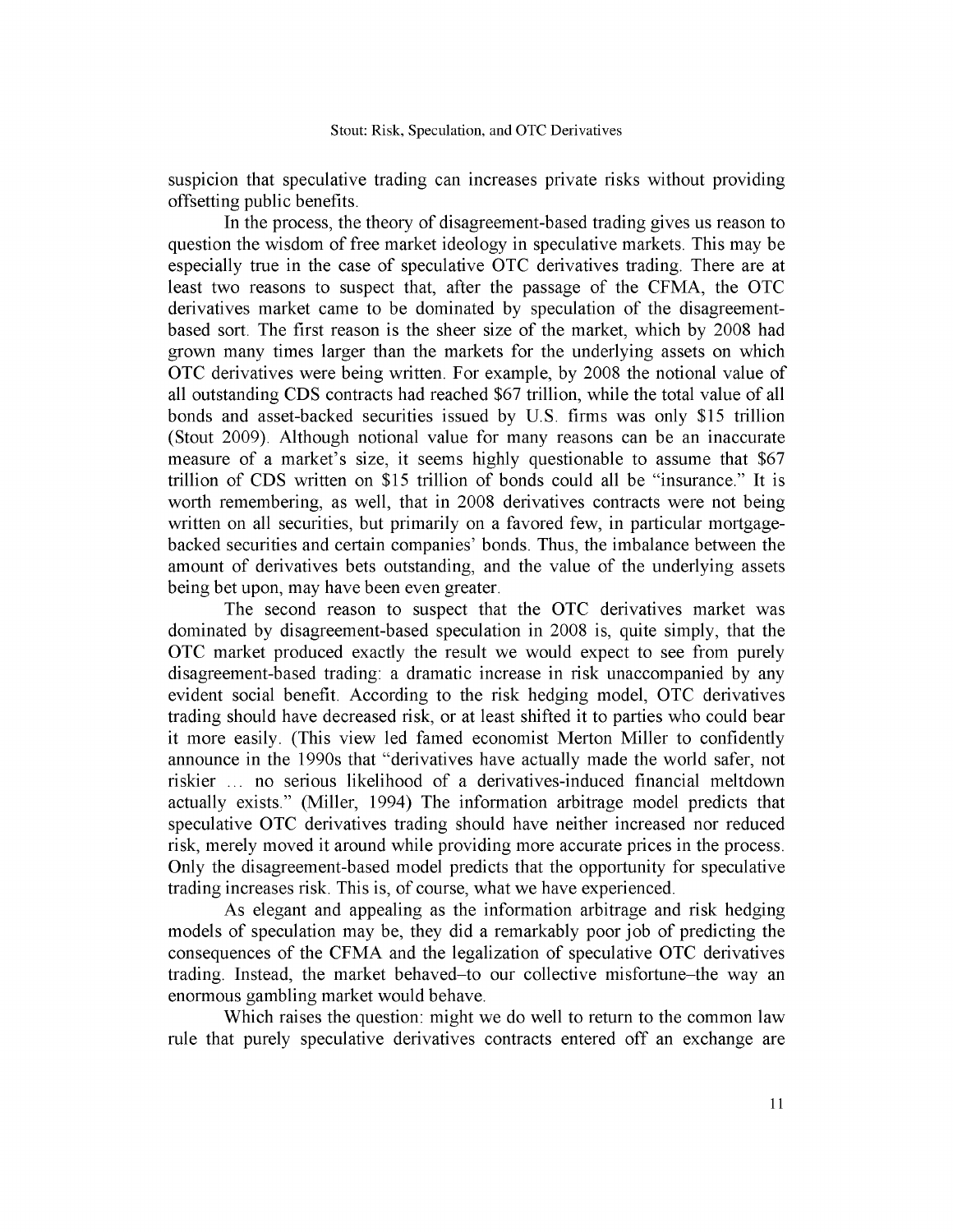suspicion that speculative trading can increases private risks without providing offsetting public benefits.

In the process, the theory of disagreement-based trading gives us reason to question the wisdom of free market ideology in speculative markets. This may be especially true in the case of speculative OTC derivatives trading. There are at least two reasons to suspect that, after the passage of the CFMA, the OTC derivatives market came to be dominated by speculation of the disagreement-based sort. The first reason is the sheer size of the market, which by 2008 had grown many times larger than the markets for the underlying assets on which OTC derivatives were being written. For example, by 2008 the notional value of all outstanding CDS contracts had reached $67 trillion, while the total value of all bonds and asset-backed securities issued by U.S. firms was only $15 trillion (Stout 2009). Although notional value for many reasons can be an inaccurate measure of a market's size, it seems highly questionable to assume that $67 trillion of CDS written on $15 trillion of bonds could all be "insurance." It is worth remembering, as well, that in 2008 derivatives contracts were not being written on all securities, but primarily on a favored few, in particular mortgage-backed securities and certain companies' bonds. Thus, the imbalance between the amount of derivatives bets outstanding, and the value of the underlying assets being bet upon, may have been even greater.

The second reason to suspect that the OTC derivatives market was dominated by disagreement-based speculation in 2008 is, quite simply, that the OTC market produced exactly the result we would expect to see from purely disagreement-based trading: a dramatic increase in risk unaccompanied by any evident social benefit. According to the risk hedging model, OTC derivatives trading should have decreased risk, or at least shifted it to parties who could bear it more easily. (This view led famed economist Merton Miller to confidently announce in the 1990s that "derivatives have actually made the world safer, not riskier … no serious likelihood of a derivatives-induced financial meltdown actually exists." (Miller, 1994) The information arbitrage model predicts that speculative OTC derivatives trading should have neither increased nor reduced risk, merely moved it around while providing more accurate prices in the process. Only the disagreement-based model predicts that the opportunity for speculative trading increases risk. This is, of course, what we have experienced.

As elegant and appealing as the information arbitrage and risk hedging models of speculation may be, they did a remarkably poor job of predicting the consequences of the CFMA and the legalization of speculative OTC derivatives trading. Instead, the market behaved–to our collective misfortune–the way an enormous gambling market would behave.

Which raises the question: might we do well to return to the common law rule that purely speculative derivatives contracts entered off an exchange are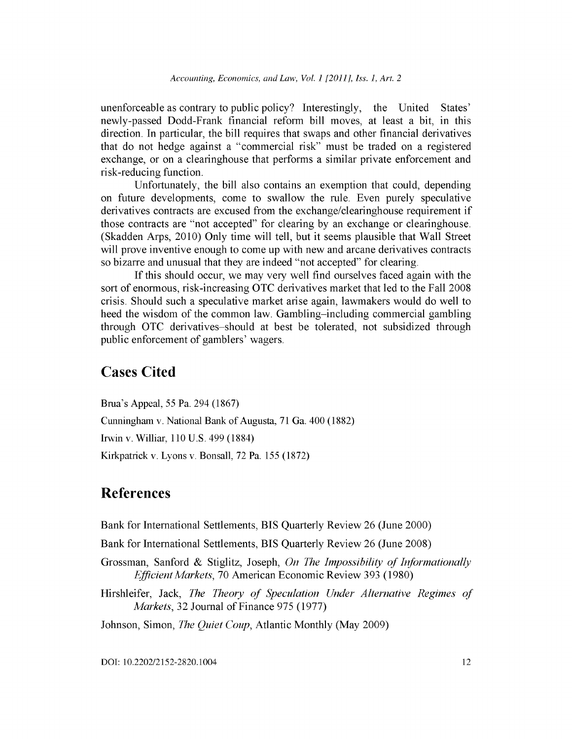unenforceable as contrary to public policy? Interestingly, the United States' newly-passed Dodd-Frank financial reform bill moves, at least a bit, in this direction. In particular, the bill requires that swaps and other financial derivatives that do not hedge against a "commercial risk" must be traded on a registered exchange, or on a clearinghouse that performs a similar private enforcement and risk-reducing function.

Unfortunately, the bill also contains an exemption that could, depending on future developments, come to swallow the rule. Even purely speculative derivatives contracts are excused from the exchange/clearinghouse requirement if those contracts are "not accepted" for clearing by an exchange or clearinghouse. (Skadden Arps, 2010) Only time will tell, but it seems plausible that Wall Street will prove inventive enough to come up with new and arcane derivatives contracts so bizarre and unusual that they are indeed "not accepted" for clearing.

If this should occur, we may very well find ourselves faced again with the sort of enormous, risk-increasing OTC derivatives market that led to the Fall 2008 crisis. Should such a speculative market arise again, lawmakers would do well to heed the wisdom of the common law. Gambling–including commercial gambling through OTC derivatives–should at best be tolerated, not subsidized through public enforcement of gamblers' wagers.

## Cases Cited

Brua's Appeal, 55 Pa. 294 (1867)

Cunningham v. National Bank of Augusta, 71 Ga. 400 (1882)

Irwin v. Williar, 110 U.S. 499 (1884)

Kirkpatrick v. Lyons v. Bonsall, 72 Pa. 155 (1872)

## References

Bank for International Settlements, BIS Quarterly Review 26 (June 2000)

Bank for International Settlements, BIS Quarterly Review 26 (June 2008)

Grossman, Sanford & Stiglitz, Joseph, *On The Impossibility of Informationally Efficient Markets*, 70 American Economic Review 393 (1980)

Hirshleifer, Jack, *The Theory of Speculation Under Alternative Regimes of Markets*, 32 Journal of Finance 975 (1977)

Johnson, Simon, *The Quiet Coup*, Atlantic Monthly (May 2009)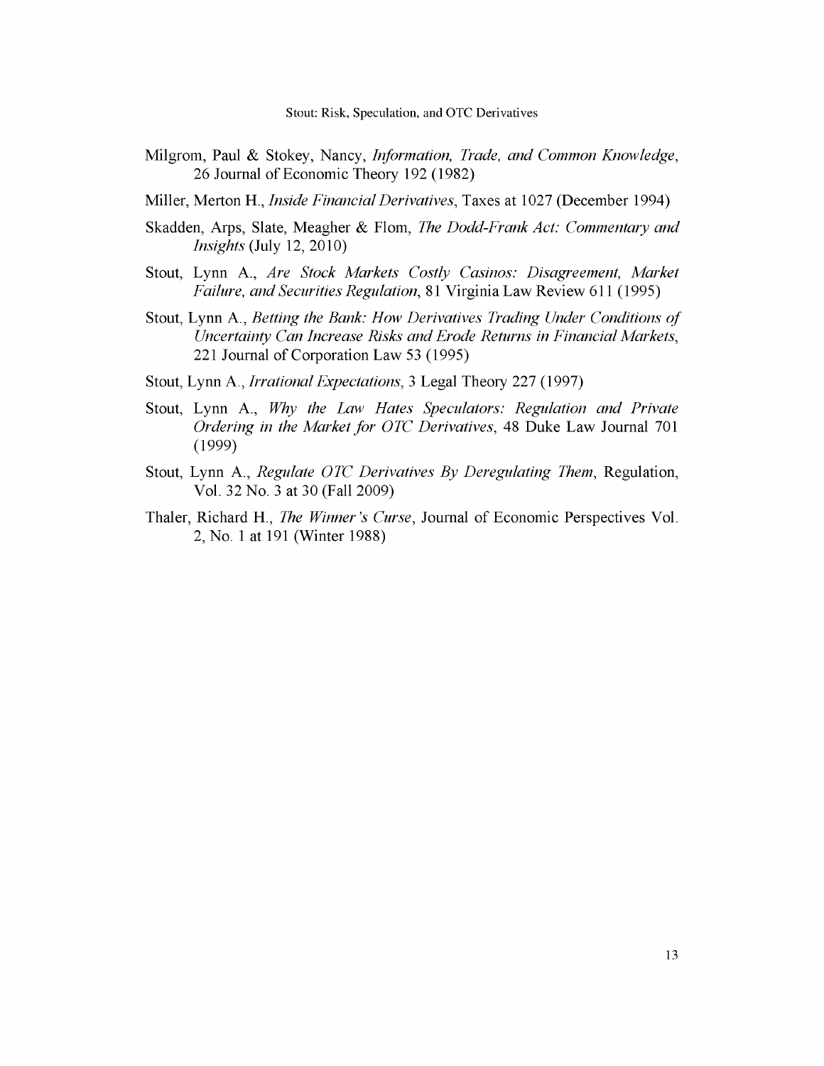Milgrom, Paul & Stokey, Nancy, *Information, Trade, and Common Knowledge*, 26 Journal of Economic Theory 192 (1982)

Miller, Merton H., *Inside Financial Derivatives*, Taxes at 1027 (December 1994)

Skadden, Arps, Slate, Meagher & Flom, *The Dodd-Frank Act: Commentary and Insights* (July 12, 2010)

Stout, Lynn A., *Are Stock Markets Costly Casinos: Disagreement, Market Failure, and Securities Regulation*, 81 Virginia Law Review 611 (1995)

Stout, Lynn A., *Betting the Bank: How Derivatives Trading Under Conditions of Uncertainty Can Increase Risks and Erode Returns in Financial Markets*, 221 Journal of Corporation Law 53 (1995)

Stout, Lynn A., *Irrational Expectations*, 3 Legal Theory 227 (1997)

Stout, Lynn A., *Why the Law Hates Speculators: Regulation and Private Ordering in the Market for OTC Derivatives*, 48 Duke Law Journal 701 (1999)

Stout, Lynn A., *Regulate OTC Derivatives By Deregulating Them*, Regulation, Vol. 32 No. 3 at 30 (Fall 2009)

Thaler, Richard H., *The Winner's Curse*, Journal of Economic Perspectives Vol. 2, No. 1 at 191 (Winter 1988)